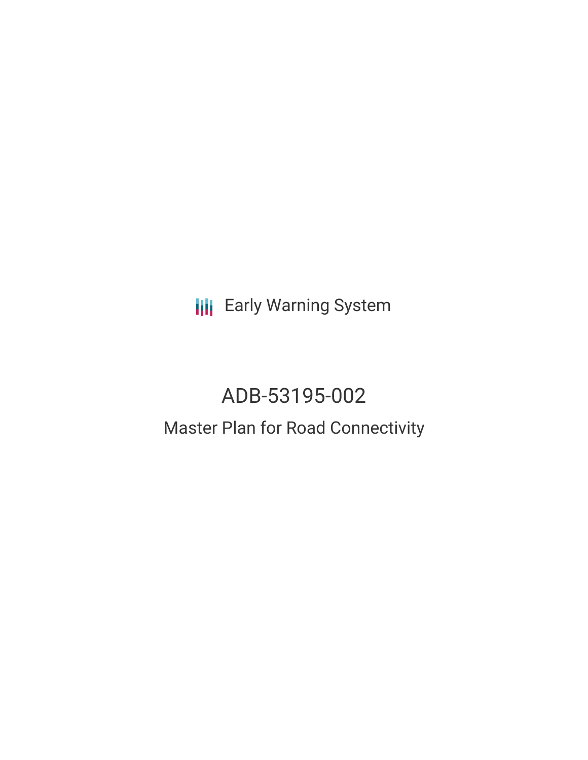Early Warning System

# ADB-53195-002

## Master Plan for Road Connectivity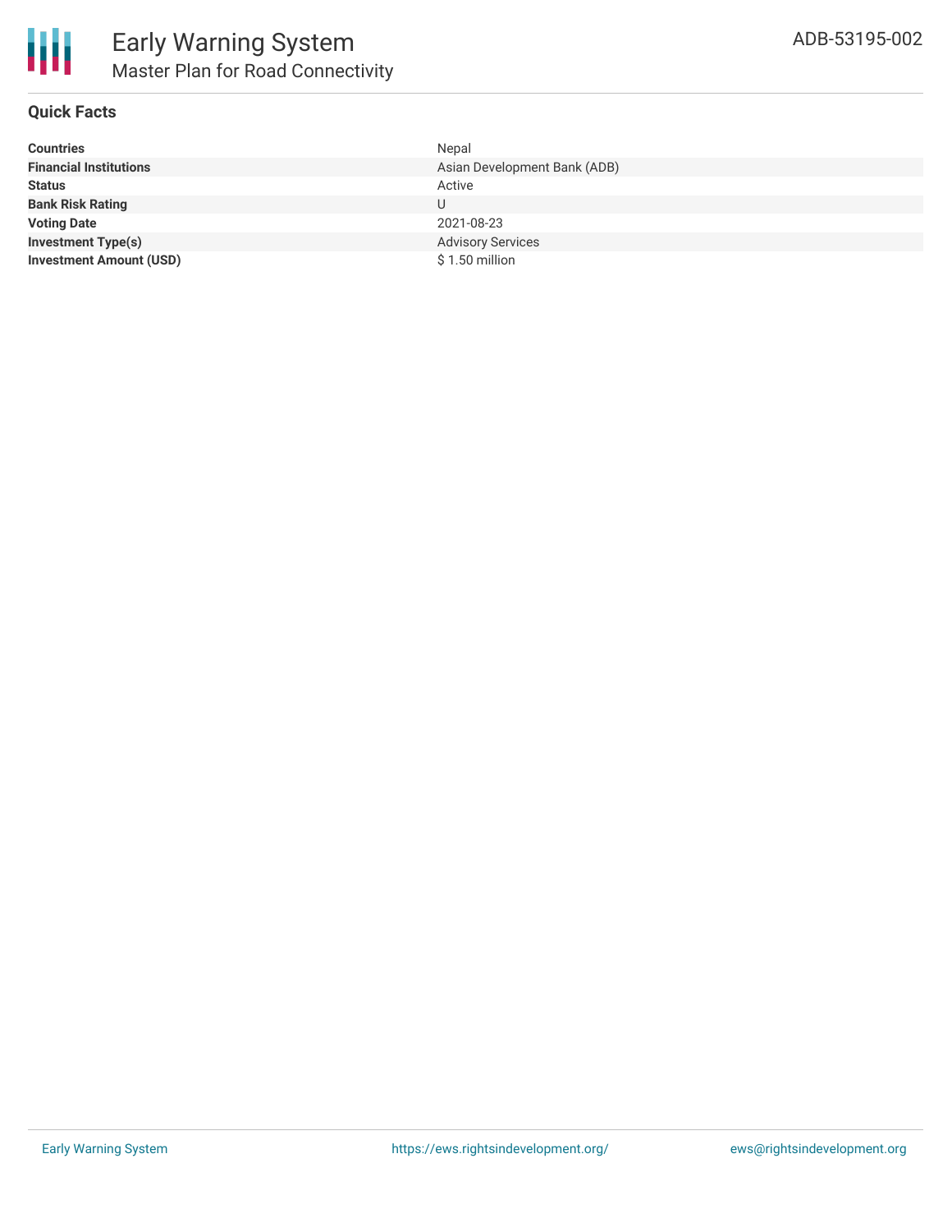# Early Warning System

## Master Plan for Road Connectivity

ADB-53195-002

### Quick Facts

| | |
|---|---|
| **Countries** | Nepal |
| **Financial Institutions** | Asian Development Bank (ADB) |
| **Status** | Active |
| **Bank Risk Rating** | U |
| **Voting Date** | 2021-08-23 |
| **Investment Type(s)** | Advisory Services |
| **Investment Amount (USD)** | $ 1.50 million |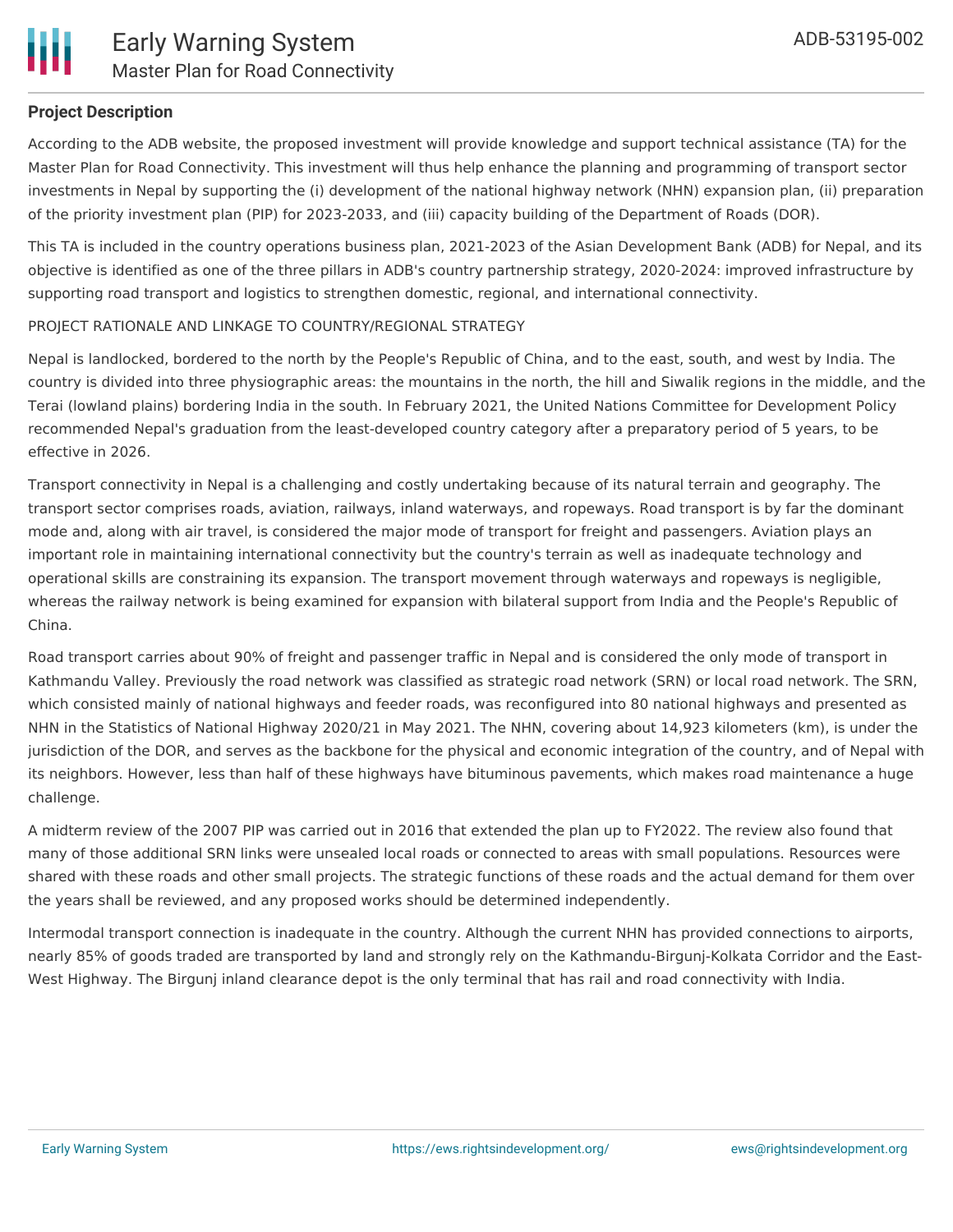**Project Description**

According to the ADB website, the proposed investment will provide knowledge and support technical assistance (TA) for the Master Plan for Road Connectivity. This investment will thus help enhance the planning and programming of transport sector investments in Nepal by supporting the (i) development of the national highway network (NHN) expansion plan, (ii) preparation of the priority investment plan (PIP) for 2023-2033, and (iii) capacity building of the Department of Roads (DOR).

This TA is included in the country operations business plan, 2021-2023 of the Asian Development Bank (ADB) for Nepal, and its objective is identified as one of the three pillars in ADB's country partnership strategy, 2020-2024: improved infrastructure by supporting road transport and logistics to strengthen domestic, regional, and international connectivity.

PROJECT RATIONALE AND LINKAGE TO COUNTRY/REGIONAL STRATEGY

Nepal is landlocked, bordered to the north by the People's Republic of China, and to the east, south, and west by India. The country is divided into three physiographic areas: the mountains in the north, the hill and Siwalik regions in the middle, and the Terai (lowland plains) bordering India in the south. In February 2021, the United Nations Committee for Development Policy recommended Nepal's graduation from the least-developed country category after a preparatory period of 5 years, to be effective in 2026.

Transport connectivity in Nepal is a challenging and costly undertaking because of its natural terrain and geography. The transport sector comprises roads, aviation, railways, inland waterways, and ropeways. Road transport is by far the dominant mode and, along with air travel, is considered the major mode of transport for freight and passengers. Aviation plays an important role in maintaining international connectivity but the country's terrain as well as inadequate technology and operational skills are constraining its expansion. The transport movement through waterways and ropeways is negligible, whereas the railway network is being examined for expansion with bilateral support from India and the People's Republic of China.

Road transport carries about 90% of freight and passenger traffic in Nepal and is considered the only mode of transport in Kathmandu Valley. Previously the road network was classified as strategic road network (SRN) or local road network. The SRN, which consisted mainly of national highways and feeder roads, was reconfigured into 80 national highways and presented as NHN in the Statistics of National Highway 2020/21 in May 2021. The NHN, covering about 14,923 kilometers (km), is under the jurisdiction of the DOR, and serves as the backbone for the physical and economic integration of the country, and of Nepal with its neighbors. However, less than half of these highways have bituminous pavements, which makes road maintenance a huge challenge.

A midterm review of the 2007 PIP was carried out in 2016 that extended the plan up to FY2022. The review also found that many of those additional SRN links were unsealed local roads or connected to areas with small populations. Resources were shared with these roads and other small projects. The strategic functions of these roads and the actual demand for them over the years shall be reviewed, and any proposed works should be determined independently.

Intermodal transport connection is inadequate in the country. Although the current NHN has provided connections to airports, nearly 85% of goods traded are transported by land and strongly rely on the Kathmandu-Birgunj-Kolkata Corridor and the East-West Highway. The Birgunj inland clearance depot is the only terminal that has rail and road connectivity with India.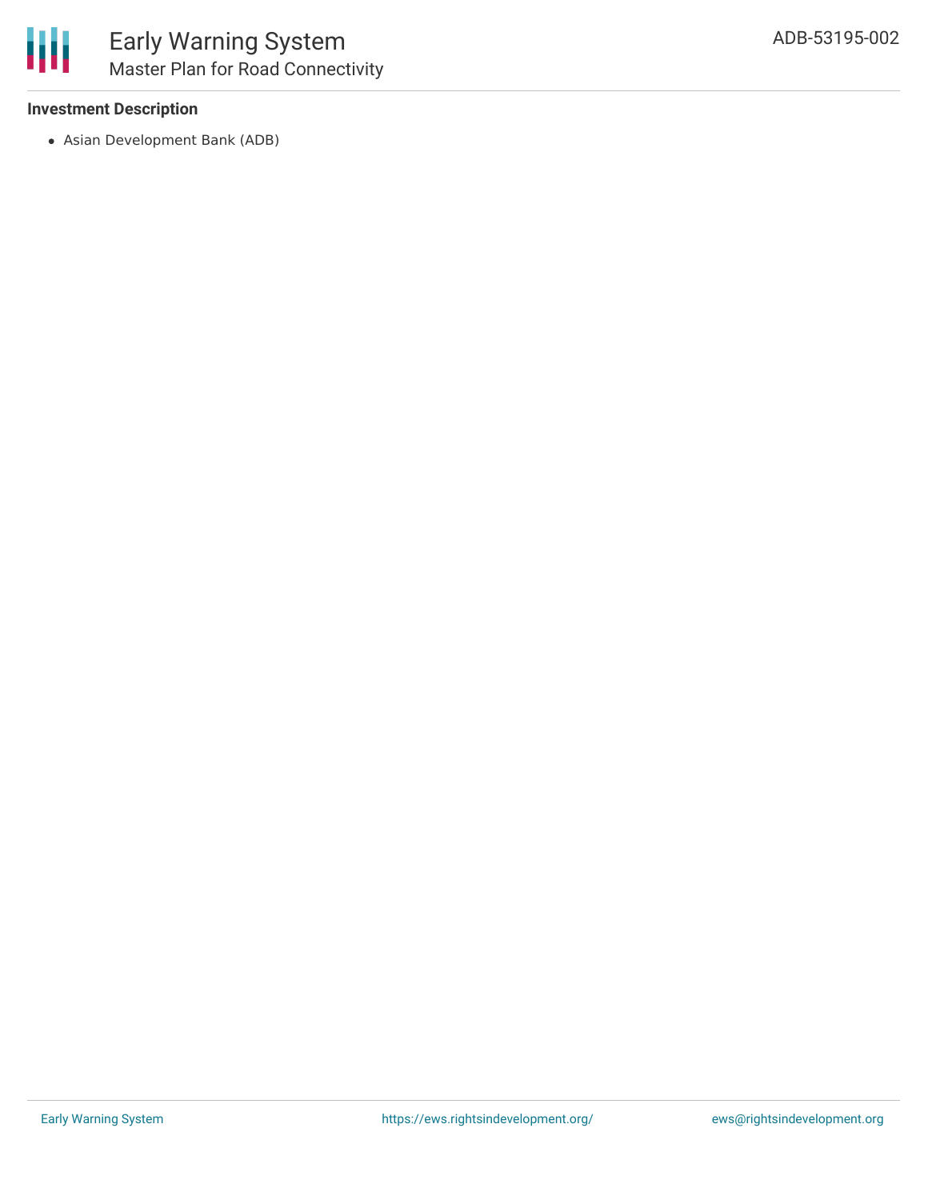### Investment Description

- Asian Development Bank (ADB)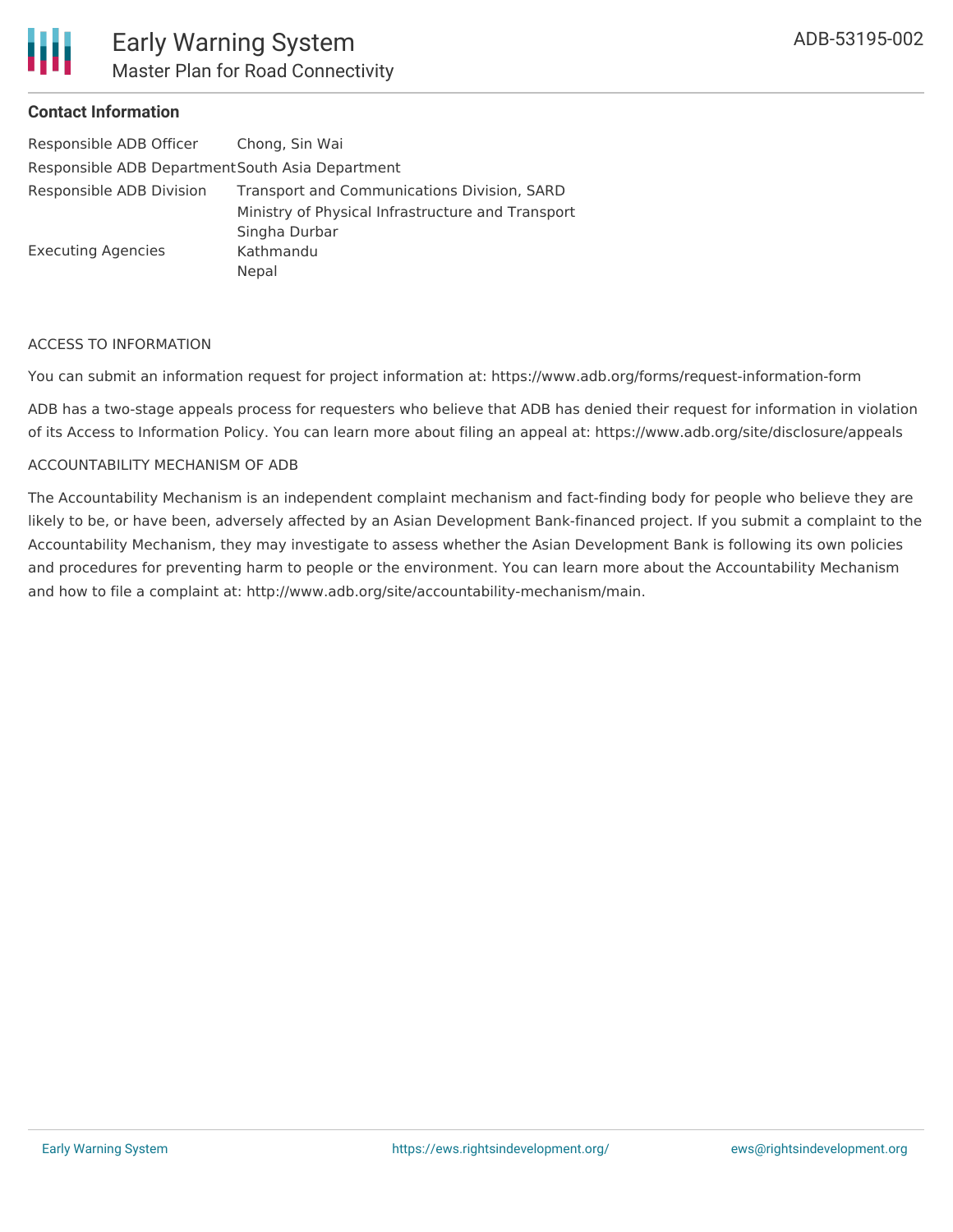**Contact Information**

| | |
|---|---|
| Responsible ADB Officer | Chong, Sin Wai |
| Responsible ADB Department | South Asia Department |
| Responsible ADB Division | Transport and Communications Division, SARD |
| Executing Agencies | Ministry of Physical Infrastructure and Transport<br>Singha Durbar<br>Kathmandu<br>Nepal |

ACCESS TO INFORMATION

You can submit an information request for project information at: https://www.adb.org/forms/request-information-form

ADB has a two-stage appeals process for requesters who believe that ADB has denied their request for information in violation of its Access to Information Policy. You can learn more about filing an appeal at: https://www.adb.org/site/disclosure/appeals

ACCOUNTABILITY MECHANISM OF ADB

The Accountability Mechanism is an independent complaint mechanism and fact-finding body for people who believe they are likely to be, or have been, adversely affected by an Asian Development Bank-financed project. If you submit a complaint to the Accountability Mechanism, they may investigate to assess whether the Asian Development Bank is following its own policies and procedures for preventing harm to people or the environment. You can learn more about the Accountability Mechanism and how to file a complaint at: http://www.adb.org/site/accountability-mechanism/main.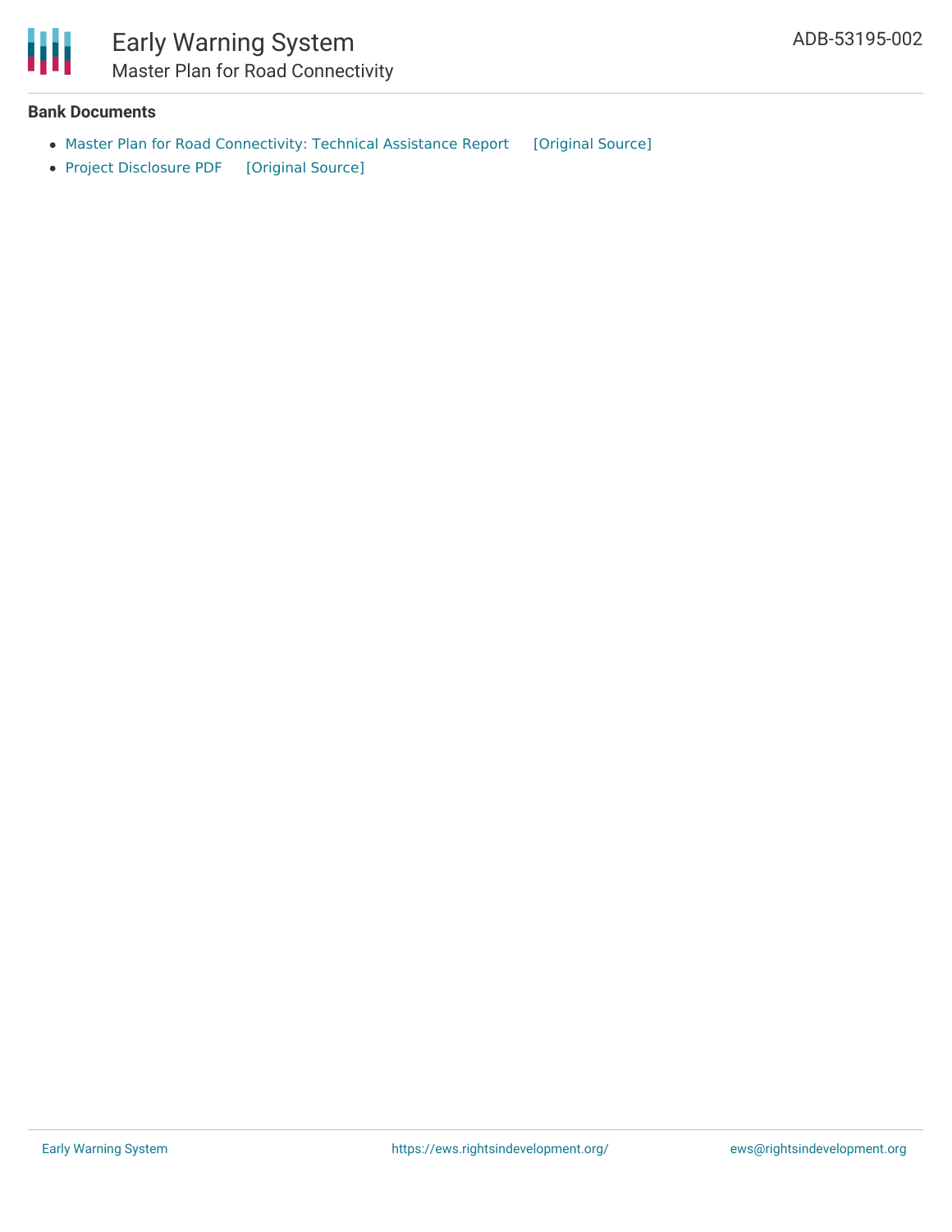### Bank Documents

- Master Plan for Road Connectivity: Technical Assistance Report [Original Source]
- Project Disclosure PDF [Original Source]